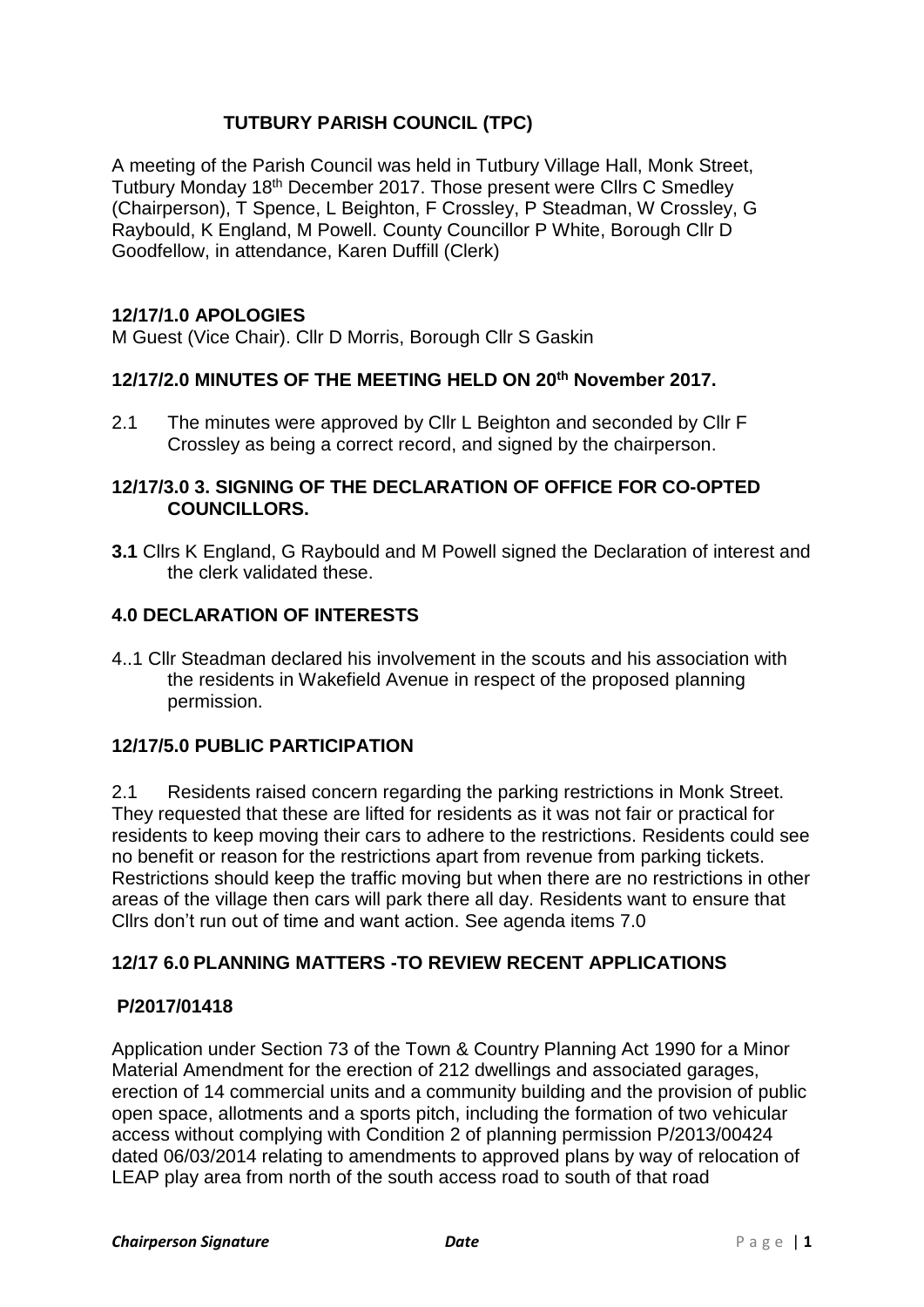# TUTBURY PARISH COUNCIL (TPC)

A meeting of the Parish Council was held in Tutbury Village Hall, Monk Street, Tutbury Monday 18th December 2017. Those present were Cllrs C Smedley (Chairperson), T Spence, L Beighton, F Crossley, P Steadman, W Crossley, G Raybould, K England, M Powell. County Councillor P White, Borough Cllr D Goodfellow, in attendance, Karen Duffill (Clerk)

## 12/17/1.0 APOLOGIES

M Guest (Vice Chair). Cllr D Morris, Borough Cllr S Gaskin

## 12/17/2.0 MINUTES OF THE MEETING HELD ON 20th November 2017.

2.1 The minutes were approved by Cllr L Beighton and seconded by Cllr F Crossley as being a correct record, and signed by the chairperson.

## 12/17/3.0 3. SIGNING OF THE DECLARATION OF OFFICE FOR CO-OPTED COUNCILLORS.

**3.1** Cllrs K England, G Raybould and M Powell signed the Declaration of interest and the clerk validated these.

## 4.0 DECLARATION OF INTERESTS

4..1 Cllr Steadman declared his involvement in the scouts and his association with the residents in Wakefield Avenue in respect of the proposed planning permission.

## 12/17/5.0 PUBLIC PARTICIPATION

2.1 Residents raised concern regarding the parking restrictions in Monk Street. They requested that these are lifted for residents as it was not fair or practical for residents to keep moving their cars to adhere to the restrictions. Residents could see no benefit or reason for the restrictions apart from revenue from parking tickets. Restrictions should keep the traffic moving but when there are no restrictions in other areas of the village then cars will park there all day. Residents want to ensure that Cllrs don't run out of time and want action. See agenda items 7.0

## 12/17 6.0 PLANNING MATTERS -TO REVIEW RECENT APPLICATIONS

### P/2017/01418

Application under Section 73 of the Town & Country Planning Act 1990 for a Minor Material Amendment for the erection of 212 dwellings and associated garages, erection of 14 commercial units and a community building and the provision of public open space, allotments and a sports pitch, including the formation of two vehicular access without complying with Condition 2 of planning permission P/2013/00424 dated 06/03/2014 relating to amendments to approved plans by way of relocation of LEAP play area from north of the south access road to south of that road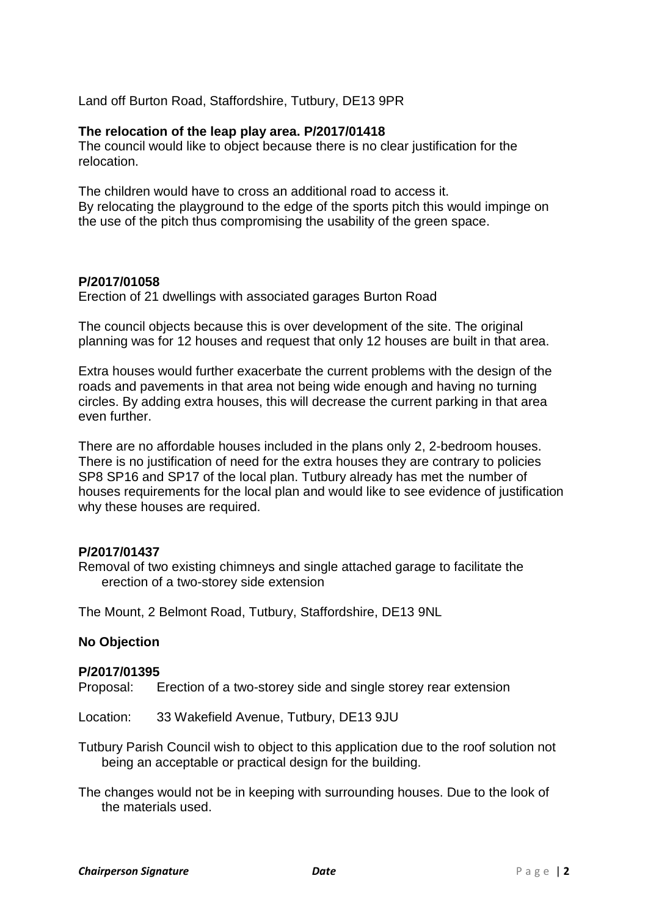Land off Burton Road, Staffordshire, Tutbury, DE13 9PR

**The relocation of the leap play area. P/2017/01418**

The council would like to object because there is no clear justification for the relocation.

The children would have to cross an additional road to access it.
By relocating the playground to the edge of the sports pitch this would impinge on the use of the pitch thus compromising the usability of the green space.

**P/2017/01058**

Erection of 21 dwellings with associated garages Burton Road

The council objects because this is over development of the site. The original planning was for 12 houses and request that only 12 houses are built in that area.

Extra houses would further exacerbate the current problems with the design of the roads and pavements in that area not being wide enough and having no turning circles. By adding extra houses, this will decrease the current parking in that area even further.

There are no affordable houses included in the plans only 2, 2-bedroom houses. There is no justification of need for the extra houses they are contrary to policies SP8 SP16 and SP17 of the local plan. Tutbury already has met the number of houses requirements for the local plan and would like to see evidence of justification why these houses are required.

**P/2017/01437**

Removal of two existing chimneys and single attached garage to facilitate the erection of a two-storey side extension

The Mount, 2 Belmont Road, Tutbury, Staffordshire, DE13 9NL

**No Objection**

**P/2017/01395**

Proposal: Erection of a two-storey side and single storey rear extension

Location: 33 Wakefield Avenue, Tutbury, DE13 9JU

Tutbury Parish Council wish to object to this application due to the roof solution not being an acceptable or practical design for the building.

The changes would not be in keeping with surrounding houses. Due to the look of the materials used.

*Chairperson Signature* *Date*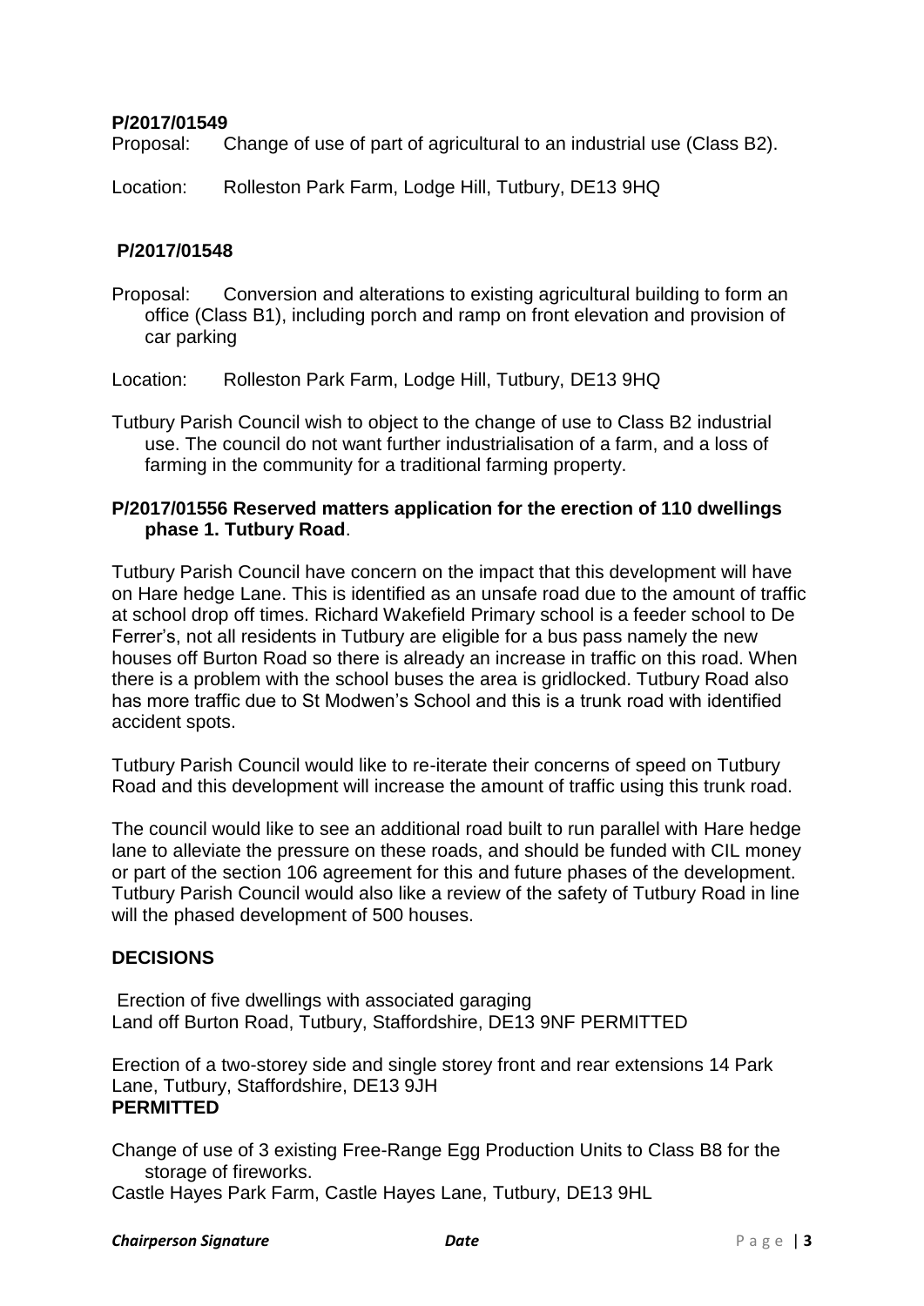**P/2017/01549**

Proposal: Change of use of part of agricultural to an industrial use (Class B2).

Location: Rolleston Park Farm, Lodge Hill, Tutbury, DE13 9HQ

**P/2017/01548**

Proposal: Conversion and alterations to existing agricultural building to form an office (Class B1), including porch and ramp on front elevation and provision of car parking

Location: Rolleston Park Farm, Lodge Hill, Tutbury, DE13 9HQ

Tutbury Parish Council wish to object to the change of use to Class B2 industrial use. The council do not want further industrialisation of a farm, and a loss of farming in the community for a traditional farming property.

**P/2017/01556 Reserved matters application for the erection of 110 dwellings phase 1. Tutbury Road**.

Tutbury Parish Council have concern on the impact that this development will have on Hare hedge Lane. This is identified as an unsafe road due to the amount of traffic at school drop off times. Richard Wakefield Primary school is a feeder school to De Ferrer's, not all residents in Tutbury are eligible for a bus pass namely the new houses off Burton Road so there is already an increase in traffic on this road. When there is a problem with the school buses the area is gridlocked. Tutbury Road also has more traffic due to St Modwen's School and this is a trunk road with identified accident spots.

Tutbury Parish Council would like to re-iterate their concerns of speed on Tutbury Road and this development will increase the amount of traffic using this trunk road.

The council would like to see an additional road built to run parallel with Hare hedge lane to alleviate the pressure on these roads, and should be funded with CIL money or part of the section 106 agreement for this and future phases of the development. Tutbury Parish Council would also like a review of the safety of Tutbury Road in line will the phased development of 500 houses.

**DECISIONS**

Erection of five dwellings with associated garaging
Land off Burton Road, Tutbury, Staffordshire, DE13 9NF PERMITTED

Erection of a two-storey side and single storey front and rear extensions 14 Park Lane, Tutbury, Staffordshire, DE13 9JH
**PERMITTED**

Change of use of 3 existing Free-Range Egg Production Units to Class B8 for the storage of fireworks.
Castle Hayes Park Farm, Castle Hayes Lane, Tutbury, DE13 9HL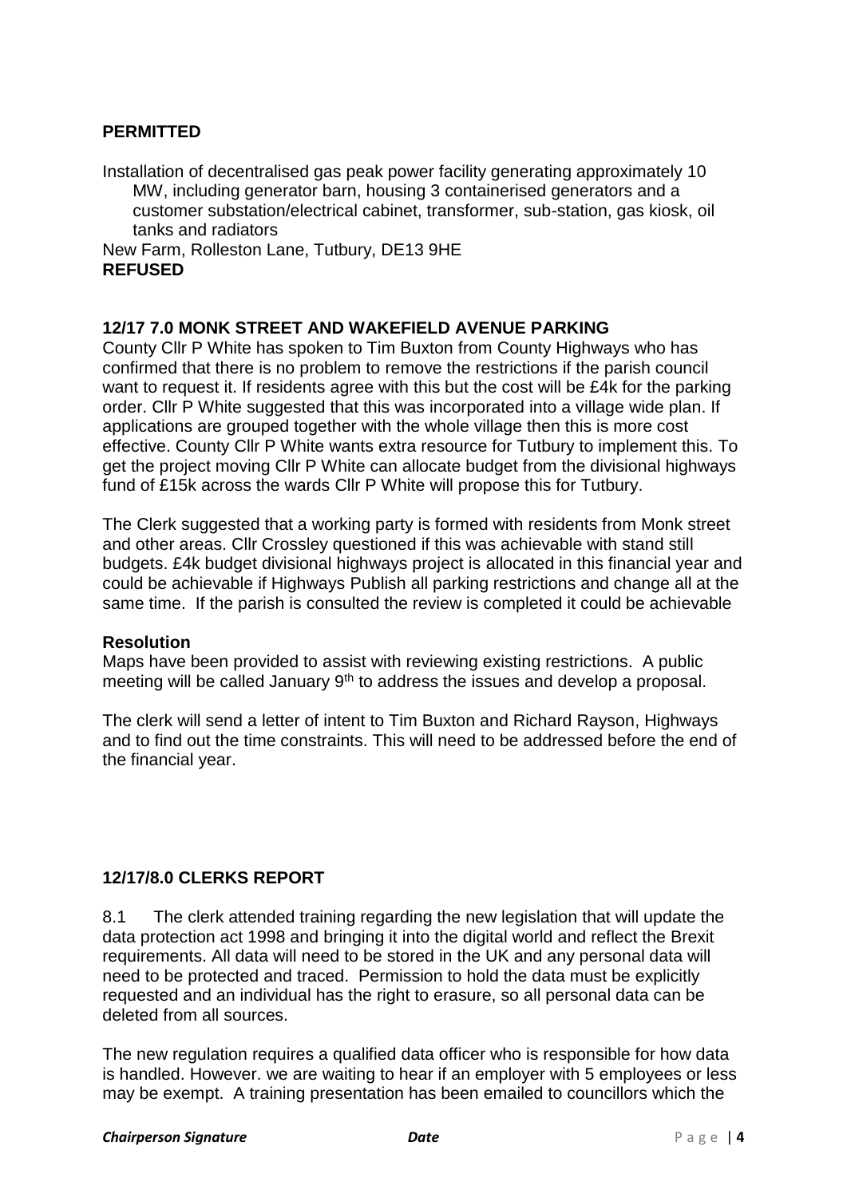**PERMITTED**

Installation of decentralised gas peak power facility generating approximately 10 MW, including generator barn, housing 3 containerised generators and a customer substation/electrical cabinet, transformer, sub-station, gas kiosk, oil tanks and radiators

New Farm, Rolleston Lane, Tutbury, DE13 9HE

**REFUSED**

## 12/17 7.0 MONK STREET AND WAKEFIELD AVENUE PARKING

County Cllr P White has spoken to Tim Buxton from County Highways who has confirmed that there is no problem to remove the restrictions if the parish council want to request it. If residents agree with this but the cost will be £4k for the parking order. Cllr P White suggested that this was incorporated into a village wide plan. If applications are grouped together with the whole village then this is more cost effective. County Cllr P White wants extra resource for Tutbury to implement this. To get the project moving Cllr P White can allocate budget from the divisional highways fund of £15k across the wards Cllr P White will propose this for Tutbury.

The Clerk suggested that a working party is formed with residents from Monk street and other areas. Cllr Crossley questioned if this was achievable with stand still budgets. £4k budget divisional highways project is allocated in this financial year and could be achievable if Highways Publish all parking restrictions and change all at the same time. If the parish is consulted the review is completed it could be achievable

**Resolution**

Maps have been provided to assist with reviewing existing restrictions. A public meeting will be called January 9th to address the issues and develop a proposal.

The clerk will send a letter of intent to Tim Buxton and Richard Rayson, Highways and to find out the time constraints. This will need to be addressed before the end of the financial year.

## 12/17/8.0 CLERKS REPORT

8.1 The clerk attended training regarding the new legislation that will update the data protection act 1998 and bringing it into the digital world and reflect the Brexit requirements. All data will need to be stored in the UK and any personal data will need to be protected and traced. Permission to hold the data must be explicitly requested and an individual has the right to erasure, so all personal data can be deleted from all sources.

The new regulation requires a qualified data officer who is responsible for how data is handled. However. we are waiting to hear if an employer with 5 employees or less may be exempt. A training presentation has been emailed to councillors which the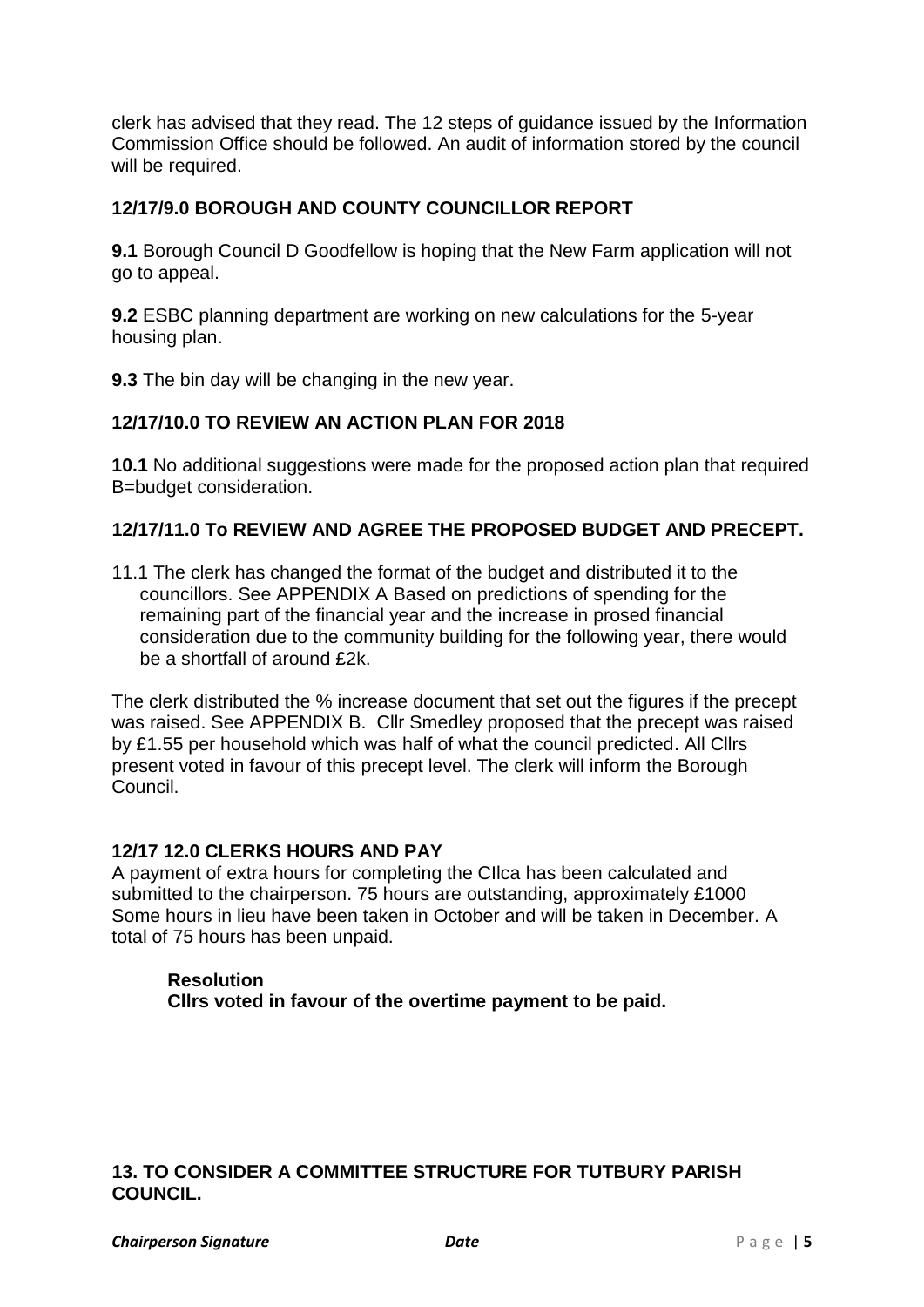clerk has advised that they read. The 12 steps of guidance issued by the Information Commission Office should be followed. An audit of information stored by the council will be required.

### 12/17/9.0 BOROUGH AND COUNTY COUNCILLOR REPORT

**9.1** Borough Council D Goodfellow is hoping that the New Farm application will not go to appeal.

**9.2** ESBC planning department are working on new calculations for the 5-year housing plan.

**9.3** The bin day will be changing in the new year.

### 12/17/10.0 TO REVIEW AN ACTION PLAN FOR 2018

**10.1** No additional suggestions were made for the proposed action plan that required B=budget consideration.

### 12/17/11.0 To REVIEW AND AGREE THE PROPOSED BUDGET AND PRECEPT.

11.1 The clerk has changed the format of the budget and distributed it to the councillors. See APPENDIX A Based on predictions of spending for the remaining part of the financial year and the increase in prosed financial consideration due to the community building for the following year, there would be a shortfall of around £2k.

The clerk distributed the % increase document that set out the figures if the precept was raised. See APPENDIX B. Cllr Smedley proposed that the precept was raised by £1.55 per household which was half of what the council predicted. All Cllrs present voted in favour of this precept level. The clerk will inform the Borough Council.

### 12/17 12.0 CLERKS HOURS AND PAY

A payment of extra hours for completing the CIlca has been calculated and submitted to the chairperson. 75 hours are outstanding, approximately £1000 Some hours in lieu have been taken in October and will be taken in December. A total of 75 hours has been unpaid.

**Resolution**
**Cllrs voted in favour of the overtime payment to be paid.**

### 13. TO CONSIDER A COMMITTEE STRUCTURE FOR TUTBURY PARISH COUNCIL.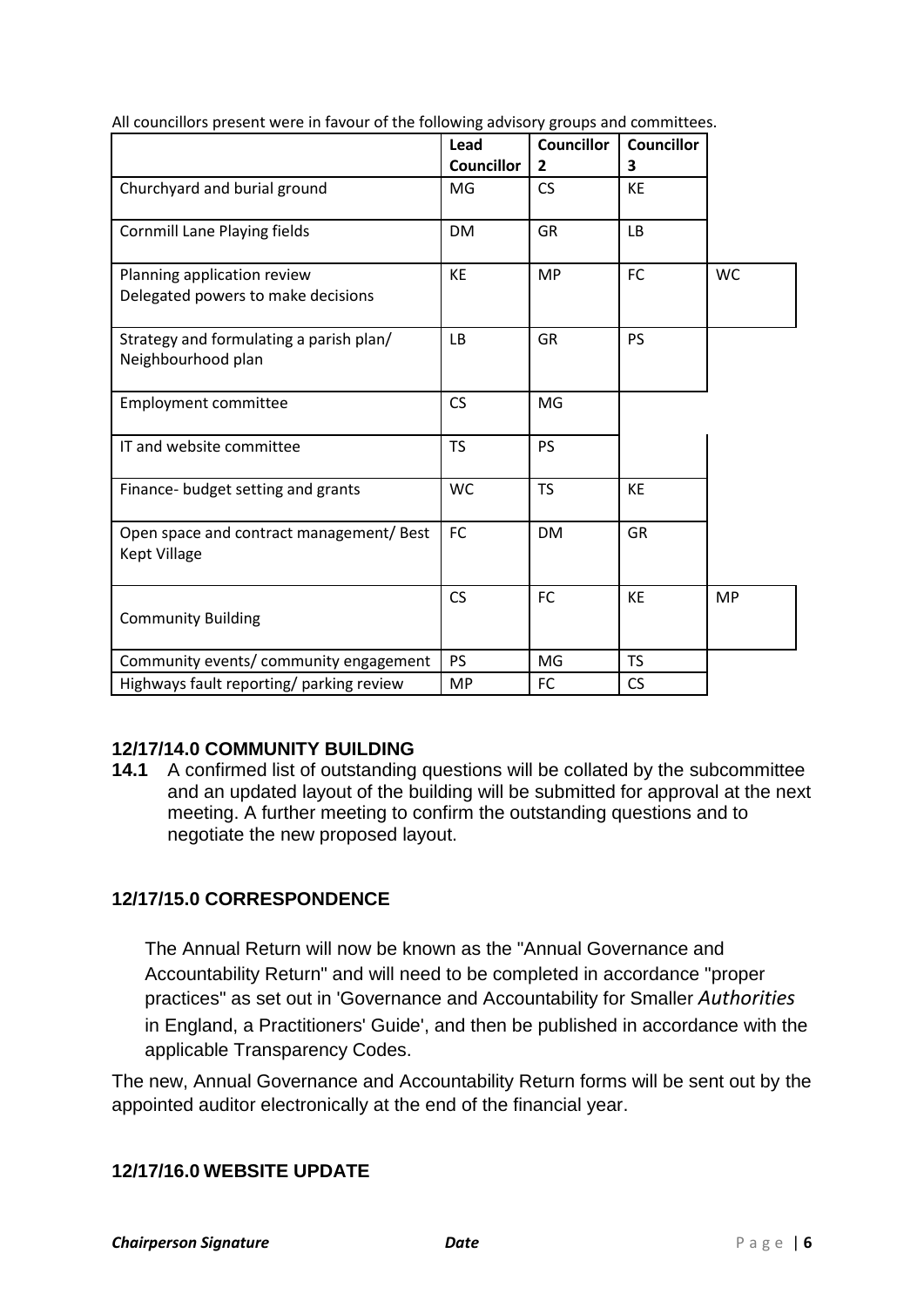All councillors present were in favour of the following advisory groups and committees.

| | Lead Councillor | Councillor 2 | Councillor 3 | |
|---|---|---|---|---|
| Churchyard and burial ground | MG | CS | KE | |
| Cornmill Lane Playing fields | DM | GR | LB | |
| Planning application review<br>Delegated powers to make decisions | KE | MP | FC | WC |
| Strategy and formulating a parish plan/ Neighbourhood plan | LB | GR | PS | |
| Employment committee | CS | MG | | |
| IT and website committee | TS | PS | | |
| Finance- budget setting and grants | WC | TS | KE | |
| Open space and contract management/ Best Kept Village | FC | DM | GR | |
| Community Building | CS | FC | KE | MP |
| Community events/ community engagement | PS | MG | TS | |
| Highways fault reporting/ parking review | MP | FC | CS | |

### 12/17/14.0 COMMUNITY BUILDING

**14.1** A confirmed list of outstanding questions will be collated by the subcommittee and an updated layout of the building will be submitted for approval at the next meeting. A further meeting to confirm the outstanding questions and to negotiate the new proposed layout.

### 12/17/15.0 CORRESPONDENCE

The Annual Return will now be known as the "Annual Governance and Accountability Return" and will need to be completed in accordance "proper practices" as set out in 'Governance and Accountability for Smaller *Authorities* in England, a Practitioners' Guide', and then be published in accordance with the applicable Transparency Codes.

The new, Annual Governance and Accountability Return forms will be sent out by the appointed auditor electronically at the end of the financial year.

### 12/17/16.0 WEBSITE UPDATE

***Chairperson Signature*** ***Date***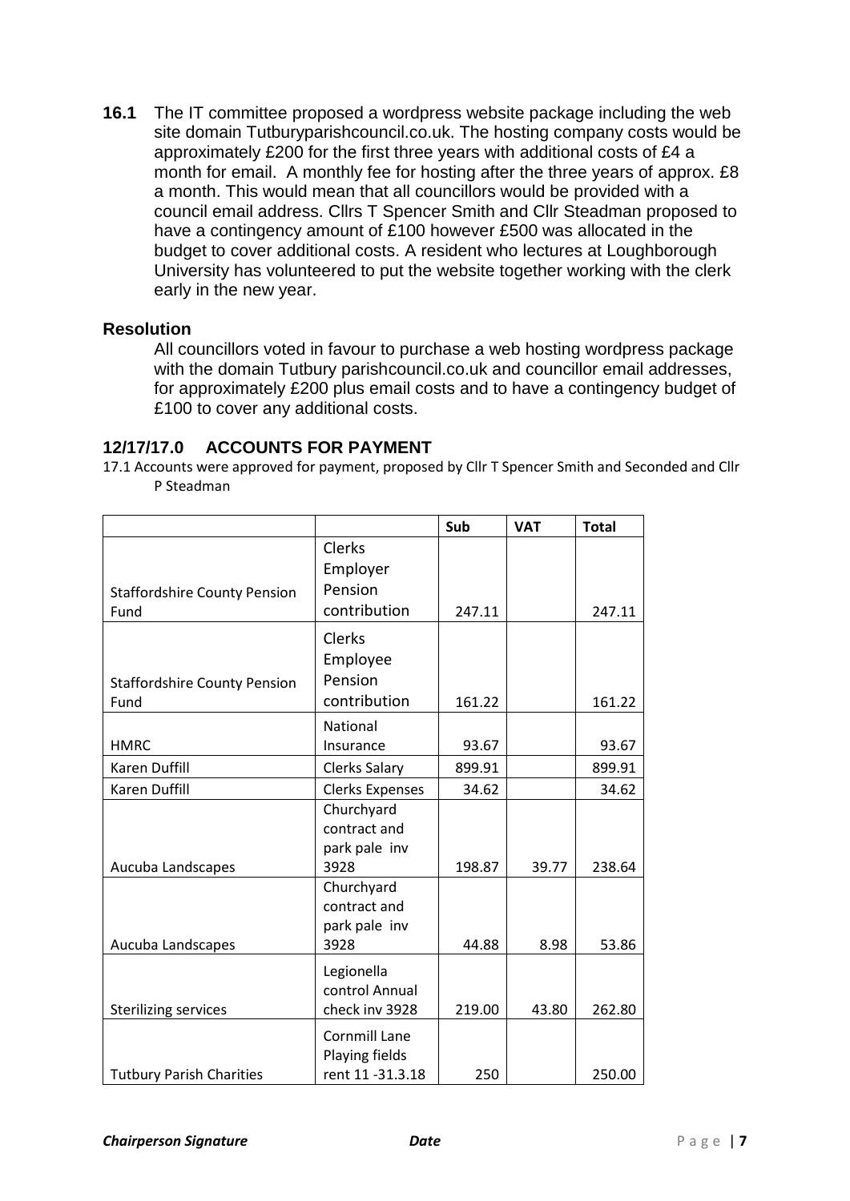**16.1** The IT committee proposed a wordpress website package including the web site domain Tutburyparishcouncil.co.uk. The hosting company costs would be approximately £200 for the first three years with additional costs of £4 a month for email. A monthly fee for hosting after the three years of approx. £8 a month. This would mean that all councillors would be provided with a council email address. Cllrs T Spencer Smith and Cllr Steadman proposed to have a contingency amount of £100 however £500 was allocated in the budget to cover additional costs. A resident who lectures at Loughborough University has volunteered to put the website together working with the clerk early in the new year.

**Resolution**

All councillors voted in favour to purchase a web hosting wordpress package with the domain Tutbury parishcouncil.co.uk and councillor email addresses, for approximately £200 plus email costs and to have a contingency budget of £100 to cover any additional costs.

## 12/17/17.0 ACCOUNTS FOR PAYMENT

17.1 Accounts were approved for payment, proposed by Cllr T Spencer Smith and Seconded and Cllr P Steadman

| | | Sub | VAT | Total |
|---|---|---|---|---|
| Staffordshire County Pension Fund | Clerks Employer Pension contribution | 247.11 | | 247.11 |
| Staffordshire County Pension Fund | Clerks Employee Pension contribution | 161.22 | | 161.22 |
| HMRC | National Insurance | 93.67 | | 93.67 |
| Karen Duffill | Clerks Salary | 899.91 | | 899.91 |
| Karen Duffill | Clerks Expenses | 34.62 | | 34.62 |
| Aucuba Landscapes | Churchyard contract and park pale inv 3928 | 198.87 | 39.77 | 238.64 |
| Aucuba Landscapes | Churchyard contract and park pale inv 3928 | 44.88 | 8.98 | 53.86 |
| Sterilizing services | Legionella control Annual check inv 3928 | 219.00 | 43.80 | 262.80 |
| Tutbury Parish Charities | Cornmill Lane Playing fields rent 11 -31.3.18 | 250 | | 250.00 |

***Chairperson Signature*** ***Date***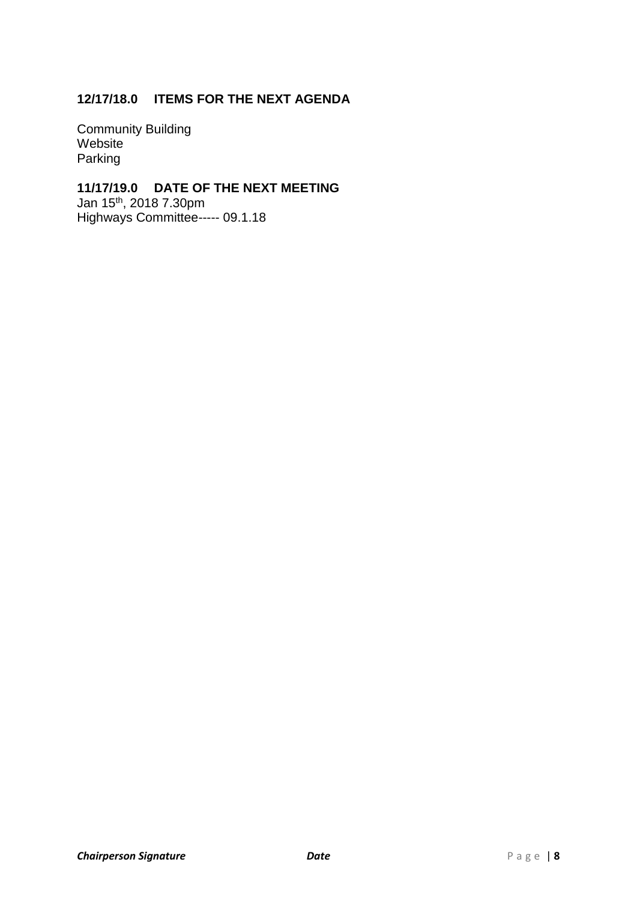## 12/17/18.0 ITEMS FOR THE NEXT AGENDA

Community Building
Website
Parking

## 11/17/19.0 DATE OF THE NEXT MEETING

Jan 15th, 2018 7.30pm
Highways Committee----- 09.1.18

***Chairperson Signature*** ***Date***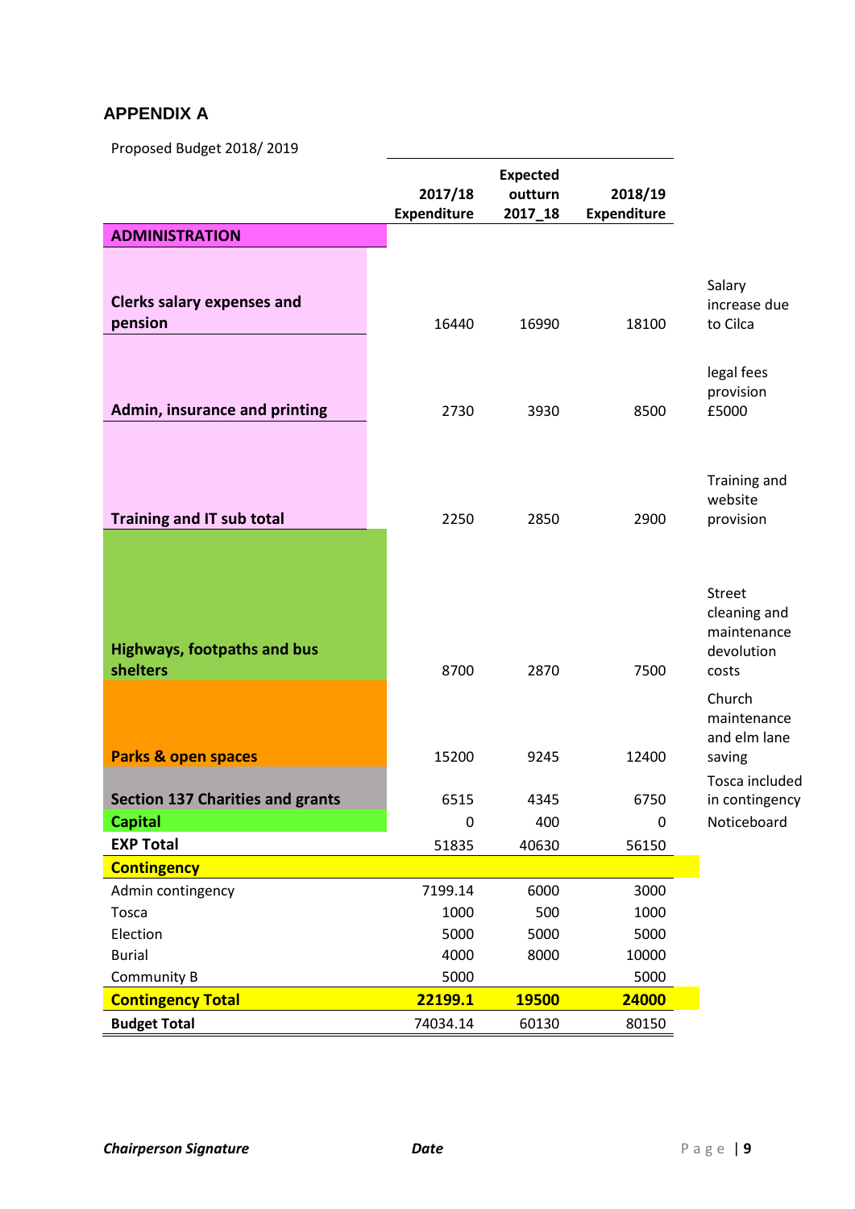## APPENDIX A

Proposed Budget 2018/ 2019

| | 2017/18 Expenditure | Expected outturn 2017_18 | 2018/19 Expenditure | |
|---|---|---|---|---|
| **ADMINISTRATION** | | | | |
| **Clerks salary expenses and pension** | 16440 | 16990 | 18100 | Salary increase due to Cilca |
| **Admin, insurance and printing** | 2730 | 3930 | 8500 | legal fees provision £5000 |
| **Training and IT sub total** | 2250 | 2850 | 2900 | Training and website provision |
| **Highways, footpaths and bus shelters** | 8700 | 2870 | 7500 | Street cleaning and maintenance devolution costs |
| **Parks & open spaces** | 15200 | 9245 | 12400 | Church maintenance and elm lane saving |
| **Section 137 Charities and grants** | 6515 | 4345 | 6750 | Tosca included in contingency |
| **Capital** | 0 | 400 | 0 | Noticeboard |
| **EXP Total** | 51835 | 40630 | 56150 | |
| **Contingency** | | | | |
| Admin contingency | 7199.14 | 6000 | 3000 | |
| Tosca | 1000 | 500 | 1000 | |
| Election | 5000 | 5000 | 5000 | |
| Burial | 4000 | 8000 | 10000 | |
| Community B | 5000 | | 5000 | |
| **Contingency Total** | **22199.1** | **19500** | **24000** | |
| **Budget Total** | 74034.14 | 60130 | 80150 | |

***Chairperson Signature*** ***Date***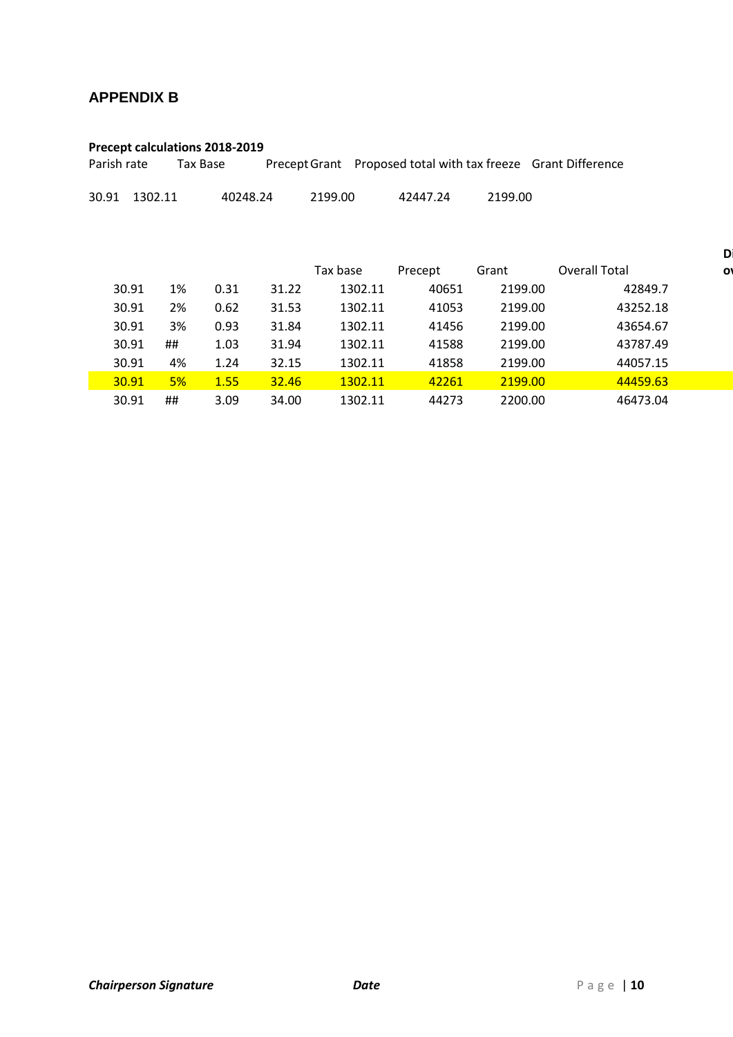## APPENDIX B

**Precept calculations 2018-2019**

| Parish rate | Tax Base | Precept | Grant | Proposed total with tax freeze | Grant Difference |
|---|---|---|---|---|---|
| 30.91 | 1302.11 | 40248.24 | 2199.00 | 42447.24 | 2199.00 |

| | | | | Tax base | Precept | Grant | Overall Total | Di ov |
|---|---|---|---|---|---|---|---|---|
| 30.91 | 1% | 0.31 | 31.22 | 1302.11 | 40651 | 2199.00 | 42849.7 | |
| 30.91 | 2% | 0.62 | 31.53 | 1302.11 | 41053 | 2199.00 | 43252.18 | |
| 30.91 | 3% | 0.93 | 31.84 | 1302.11 | 41456 | 2199.00 | 43654.67 | |
| 30.91 | ## | 1.03 | 31.94 | 1302.11 | 41588 | 2199.00 | 43787.49 | |
| 30.91 | 4% | 1.24 | 32.15 | 1302.11 | 41858 | 2199.00 | 44057.15 | |
| 30.91 | 5% | 1.55 | 32.46 | 1302.11 | 42261 | 2199.00 | 44459.63 | |
| 30.91 | ## | 3.09 | 34.00 | 1302.11 | 44273 | 2200.00 | 46473.04 | |

***Chairperson Signature*** ***Date***